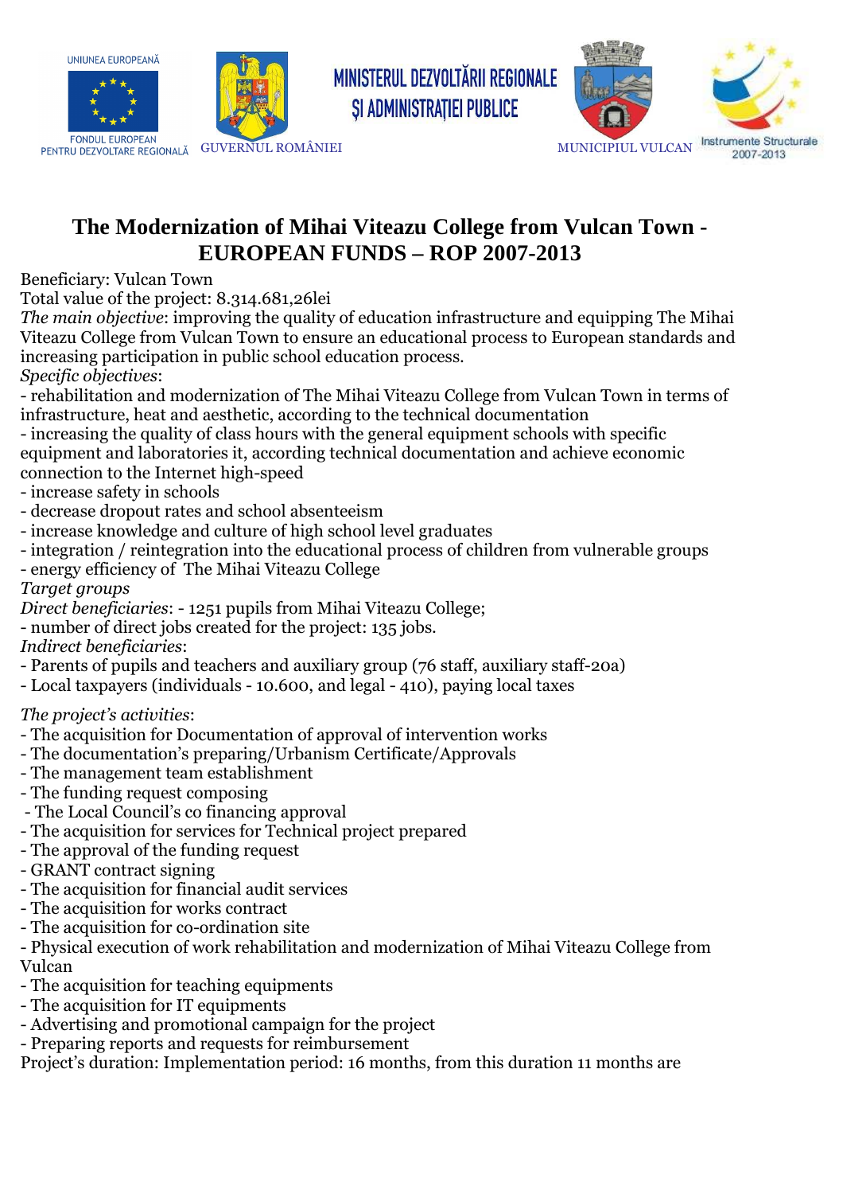UNIUNEA EUROPEANĂ

FONDUL EUROPEAN PENTRU DEZVOLTARE REGIONALĂ

GUVERNUL ROMÂNIEI

MINISTERUL DEZVOLTĂRII REGIONALE ȘI ADMINISTRAȚIEI PUBLICE

MUNICIPIUL VULCAN

Instrumente Structurale 2007-2013

# The Modernization of Mihai Viteazu College from Vulcan Town - EUROPEAN FUNDS – ROP 2007-2013

Beneficiary: Vulcan Town

Total value of the project: 8.314.681,26lei

*The main objective*: improving the quality of education infrastructure and equipping The Mihai Viteazu College from Vulcan Town to ensure an educational process to European standards and increasing participation in public school education process.

*Specific objectives*:

- rehabilitation and modernization of The Mihai Viteazu College from Vulcan Town in terms of infrastructure, heat and aesthetic, according to the technical documentation
- increasing the quality of class hours with the general equipment schools with specific equipment and laboratories it, according technical documentation and achieve economic connection to the Internet high-speed
- increase safety in schools
- decrease dropout rates and school absenteeism
- increase knowledge and culture of high school level graduates
- integration / reintegration into the educational process of children from vulnerable groups
- energy efficiency of The Mihai Viteazu College

*Target groups*

*Direct beneficiaries*: - 1251 pupils from Mihai Viteazu College;

- number of direct jobs created for the project: 135 jobs.

*Indirect beneficiaries*:

- Parents of pupils and teachers and auxiliary group (76 staff, auxiliary staff-20a)
- Local taxpayers (individuals - 10.600, and legal - 410), paying local taxes

*The project's activities*:

- The acquisition for Documentation of approval of intervention works
- The documentation's preparing/Urbanism Certificate/Approvals
- The management team establishment
- The funding request composing
- The Local Council's co financing approval
- The acquisition for services for Technical project prepared
- The approval of the funding request
- GRANT contract signing
- The acquisition for financial audit services
- The acquisition for works contract
- The acquisition for co-ordination site
- Physical execution of work rehabilitation and modernization of Mihai Viteazu College from Vulcan
- The acquisition for teaching equipments
- The acquisition for IT equipments
- Advertising and promotional campaign for the project
- Preparing reports and requests for reimbursement

Project's duration: Implementation period: 16 months, from this duration 11 months are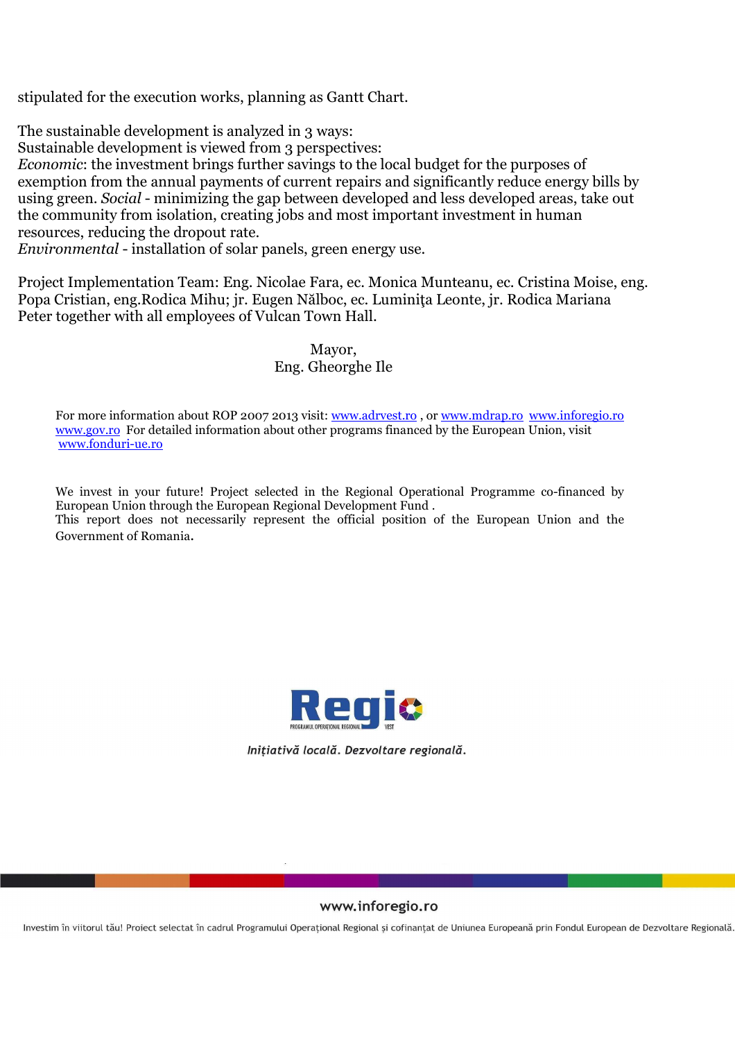stipulated for the execution works, planning as Gantt Chart.

The sustainable development is analyzed in 3 ways:
Sustainable development is viewed from 3 perspectives:
*Economic*: the investment brings further savings to the local budget for the purposes of exemption from the annual payments of current repairs and significantly reduce energy bills by using green. *Social* - minimizing the gap between developed and less developed areas, take out the community from isolation, creating jobs and most important investment in human resources, reducing the dropout rate.
*Environmental* - installation of solar panels, green energy use.

Project Implementation Team: Eng. Nicolae Fara, ec. Monica Munteanu, ec. Cristina Moise, eng. Popa Cristian, eng.Rodica Mihu; jr. Eugen Nălboc, ec. Luminiţa Leonte, jr. Rodica Mariana Peter together with all employees of Vulcan Town Hall.

Mayor,
Eng. Gheorghe Ile

For more information about ROP 2007 2013 visit: www.adrvest.ro , or www.mdrap.ro www.inforegio.ro www.gov.ro For detailed information about other programs financed by the European Union, visit www.fonduri-ue.ro

We invest in your future! Project selected in the Regional Operational Programme co-financed by European Union through the European Regional Development Fund .
This report does not necessarily represent the official position of the European Union and the Government of Romania.

Regio PROGRAMUL OPERAȚIONAL REGIONAL VEST

Iniţiativă locală. Dezvoltare regională.

www.inforegio.ro

Investim în viitorul tău! Proiect selectat în cadrul Programului Operaţional Regional şi cofinanţat de Uniunea Europeană prin Fondul European de Dezvoltare Regională.